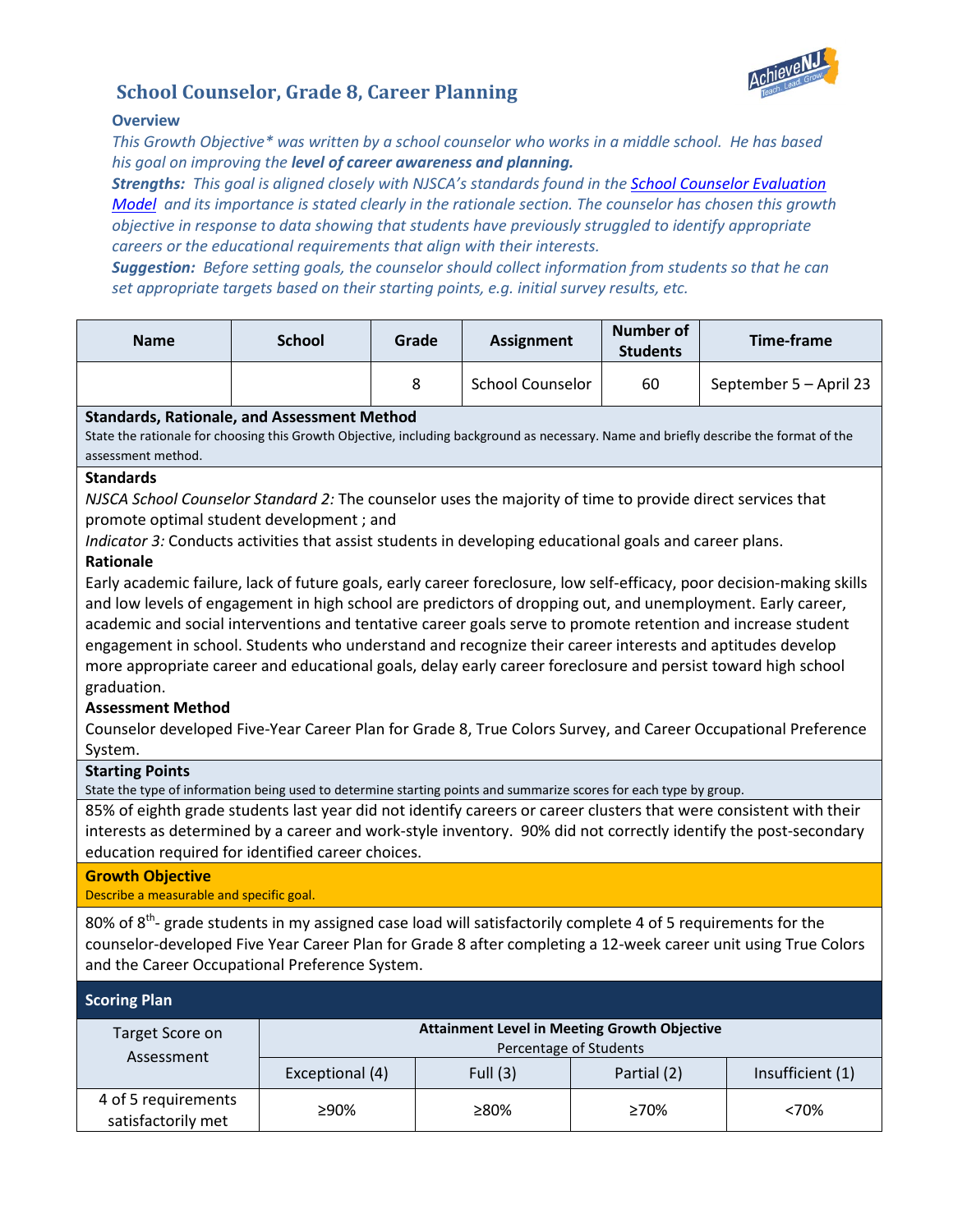# School Counselor, Grade 8, Career Planning

**Overview**

*This Growth Objective\* was written by a school counselor who works in a middle school. He has based his goal on improving the* ***level of career awareness and planning.***

***Strengths:*** *This goal is aligned closely with NJSCA's standards found in the [School Counselor Evaluation Model](#) and its importance is stated clearly in the rationale section. The counselor has chosen this growth objective in response to data showing that students have previously struggled to identify appropriate careers or the educational requirements that align with their interests.*

***Suggestion:*** *Before setting goals, the counselor should collect information from students so that he can set appropriate targets based on their starting points, e.g. initial survey results, etc.*

| Name | School | Grade | Assignment | Number of Students | Time-frame |
|---|---|---|---|---|---|
| | | 8 | School Counselor | 60 | September 5 – April 23 |

**Standards, Rationale, and Assessment Method**

State the rationale for choosing this Growth Objective, including background as necessary. Name and briefly describe the format of the assessment method.

**Standards**

*NJSCA School Counselor Standard 2:* The counselor uses the majority of time to provide direct services that promote optimal student development ; and

*Indicator 3:* Conducts activities that assist students in developing educational goals and career plans.

**Rationale**

Early academic failure, lack of future goals, early career foreclosure, low self-efficacy, poor decision-making skills and low levels of engagement in high school are predictors of dropping out, and unemployment. Early career, academic and social interventions and tentative career goals serve to promote retention and increase student engagement in school. Students who understand and recognize their career interests and aptitudes develop more appropriate career and educational goals, delay early career foreclosure and persist toward high school graduation.

**Assessment Method**

Counselor developed Five-Year Career Plan for Grade 8, True Colors Survey, and Career Occupational Preference System.

**Starting Points**

State the type of information being used to determine starting points and summarize scores for each type by group.

85% of eighth grade students last year did not identify careers or career clusters that were consistent with their interests as determined by a career and work-style inventory. 90% did not correctly identify the post-secondary education required for identified career choices.

**Growth Objective**

Describe a measurable and specific goal.

80% of 8th- grade students in my assigned case load will satisfactorily complete 4 of 5 requirements for the counselor-developed Five Year Career Plan for Grade 8 after completing a 12-week career unit using True Colors and the Career Occupational Preference System.

**Scoring Plan**

| Target Score on Assessment | Attainment Level in Meeting Growth Objective (Percentage of Students) | | | |
|---|---|---|---|---|
| | Exceptional (4) | Full (3) | Partial (2) | Insufficient (1) |
| 4 of 5 requirements satisfactorily met | ≥90% | ≥80% | ≥70% | <70% |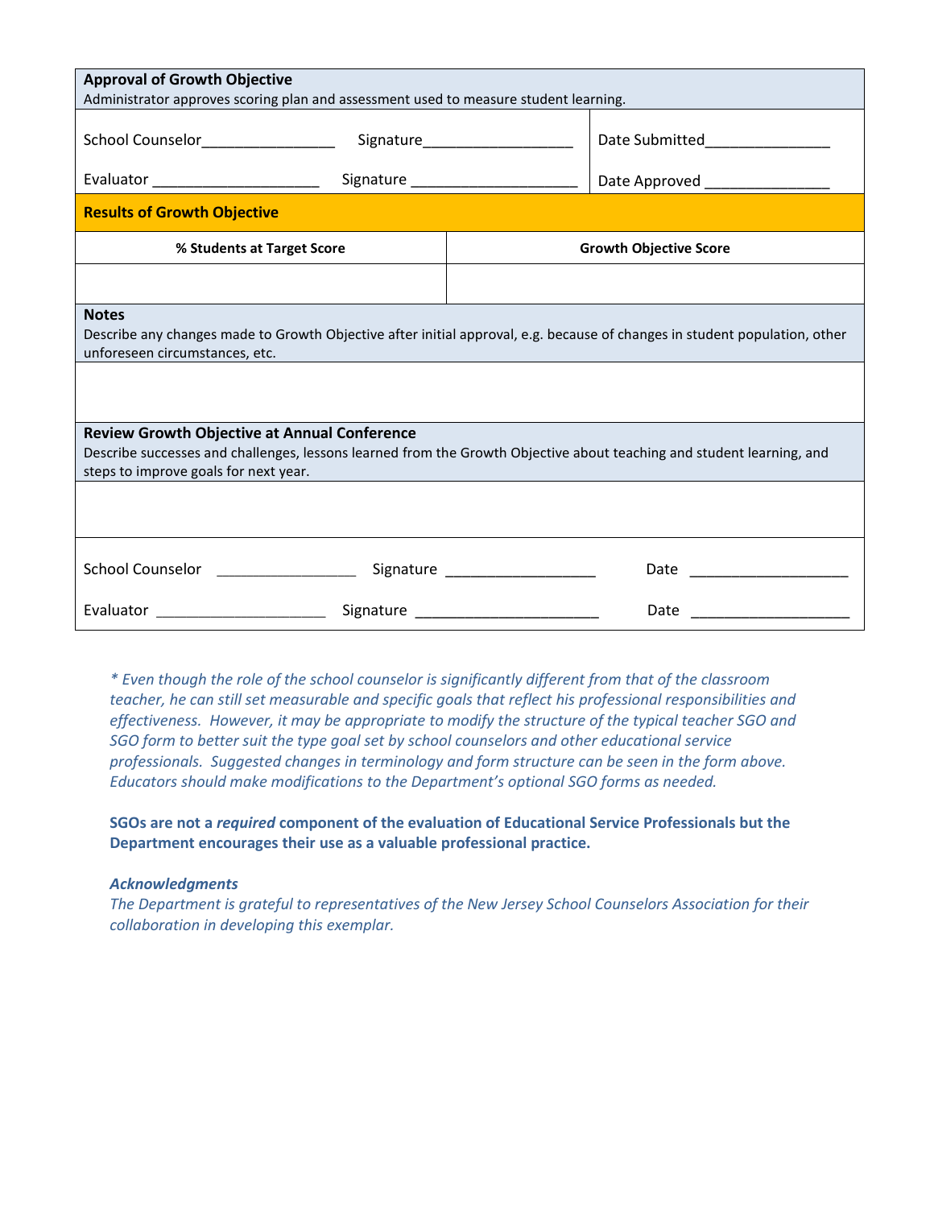| **Approval of Growth Objective**<br>Administrator approves scoring plan and assessment used to measure student learning. | | |
|---|---|---|
| School Counselor________________ | Signature__________________ | Date Submitted_______________ |
| Evaluator ____________________ | Signature ____________________ | Date Approved _______________ |

**Results of Growth Objective**

| % Students at Target Score | Growth Objective Score |
|---|---|
| | |

| **Notes**<br>Describe any changes made to Growth Objective after initial approval, e.g. because of changes in student population, other unforeseen circumstances, etc. |
|---|
| |

| **Review Growth Objective at Annual Conference**<br>Describe successes and challenges, lessons learned from the Growth Objective about teaching and student learning, and steps to improve goals for next year. |
|---|
| |

| | | |
|---|---|---|
| School Counselor _________________ | Signature __________________ | Date ___________________ |
| Evaluator _____________________ | Signature ______________________ | Date ___________________ |

*\* Even though the role of the school counselor is significantly different from that of the classroom teacher, he can still set measurable and specific goals that reflect his professional responsibilities and effectiveness. However, it may be appropriate to modify the structure of the typical teacher SGO and SGO form to better suit the type goal set by school counselors and other educational service professionals. Suggested changes in terminology and form structure can be seen in the form above. Educators should make modifications to the Department's optional SGO forms as needed.*

**SGOs are not a *required* component of the evaluation of Educational Service Professionals but the Department encourages their use as a valuable professional practice.**

***Acknowledgments***

*The Department is grateful to representatives of the New Jersey School Counselors Association for their collaboration in developing this exemplar.*